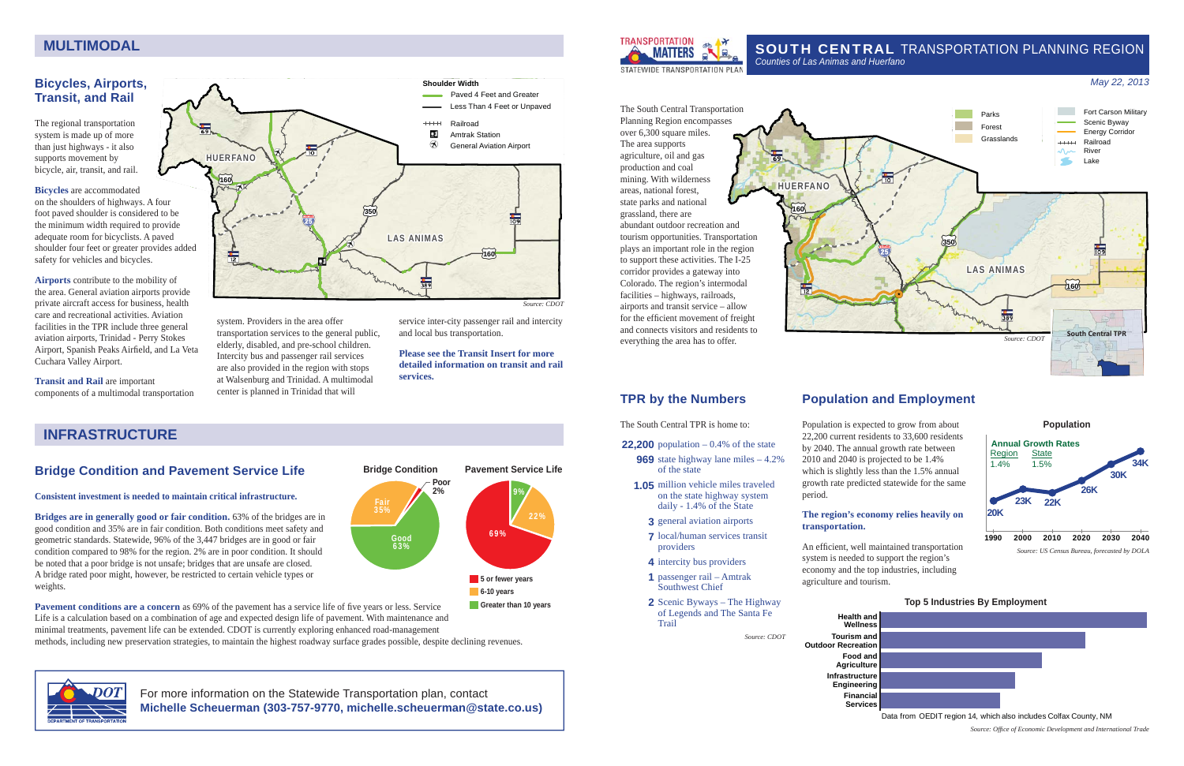# SOUTH CENTRAL TRANSPORTATION PLANNING REGION

*Counties of Las Animas and Huerfano*

*May 22, 2013*

The South Central Transportation Planning Region encompasses over 6,300 square miles. The area supports agriculture, oil and gas production and coal mining. With wilderness areas, national forest, state parks and national grassland, there are abundant outdoor recreation and tourism opportunities. Transportation plays an important role in the region to support these activities. The I-25 corridor provides a gateway into Colorado. The region's intermodal facilities – highways, railroads, airports and transit service – allow for the efficient movement of freight and connects visitors and residents to everything the area has to offer.

Source: CDOT

## TPR by the Numbers

The South Central TPR is home to:

- **22,200** population – 0.4% of the state
- **969** state highway lane miles – 4.2% of the state
- **1.05** million vehicle miles traveled on the state highway system daily - 1.4% of the State
- **3** general aviation airports
- **7** local/human services transit providers
- **4** intercity bus providers
- **1** passenger rail – Amtrak Southwest Chief
- **2** Scenic Byways – The Highway of Legends and The Santa Fe Trail

*Source: CDOT*

## Population and Employment

Population is expected to grow from about 22,200 current residents to 33,600 residents by 2040. The annual growth rate between 2010 and 2040 is projected to be 1.4% which is slightly less than the 1.5% annual growth rate predicted statewide for the same period.

**The region's economy relies heavily on transportation.**

An efficient, well maintained transportation system is needed to support the region's economy and the top industries, including agriculture and tourism.

**Population**

| Year | 1990 | 2000 | 2010 | 2020 | 2030 | 2040 |
|---|---|---|---|---|---|---|
| Population | 20K | 23K | 22K | 26K | 30K | 34K |

Annual Growth Rates: Region 1.4%, State 1.5%

*Source: US Census Bureau, forecasted by DOLA*

**Top 5 Industries By Employment**

1. Health and Wellness
2. Tourism and Outdoor Recreation
3. Food and Agriculture
4. Infrastructure Engineering
5. Financial Services

Data from OEDIT region 14, which also includes Colfax County, NM

*Source: Office of Economic Development and International Trade*

## MULTIMODAL

### Bicycles, Airports, Transit, and Rail

The regional transportation system is made up of more than just highways - it also supports movement by bicycle, air, transit, and rail.

**Bicycles** are accommodated on the shoulders of highways. A four foot paved shoulder is considered to be the minimum width required to provide adequate room for bicyclists. A paved shoulder four feet or greater provides added safety for vehicles and bicycles.

**Airports** contribute to the mobility of the area. General aviation airports provide private aircraft access for business, health care and recreational activities. Aviation facilities in the TPR include three general aviation airports, Trinidad - Perry Stokes Airport, Spanish Peaks Airfield, and La Veta Cuchara Valley Airport.

**Transit and Rail** are important components of a multimodal transportation system. Providers in the area offer transportation services to the general public, elderly, disabled, and pre-school children. Intercity bus and passenger rail services are also provided in the region with stops at Walsenburg and Trinidad. A multimodal center is planned in Trinidad that will service inter-city passenger rail and intercity and local bus transportation.

**Please see the Transit Insert for more detailed information on transit and rail services.**

Source: CDOT

## INFRASTRUCTURE

### Bridge Condition and Pavement Service Life

**Consistent investment is needed to maintain critical infrastructure.**

**Bridges are in generally good or fair condition.** 63% of the bridges are in good condition and 35% are in fair condition. Both conditions meet safety and geometric standards. Statewide, 96% of the 3,447 bridges are in good or fair condition compared to 98% for the region. 2% are in poor condition. It should be noted that a poor bridge is not unsafe; bridges that are unsafe are closed. A bridge rated poor might, however, be restricted to certain vehicle types or weights.

**Pavement conditions are a concern** as 69% of the pavement has a service life of five years or less. Service Life is a calculation based on a combination of age and expected design life of pavement. With maintenance and minimal treatments, pavement life can be extended. CDOT is currently exploring enhanced road-management methods, including new preservation strategies, to maintain the highest roadway surface grades possible, despite declining revenues.

**Bridge Condition**

| Condition | Share |
|---|---|
| Good | 63% |
| Fair | 35% |
| Poor | 2% |

**Pavement Service Life**

| Service Life | Share |
|---|---|
| 5 or fewer years | 69% |
| 6-10 years | 22% |
| Greater than 10 years | 9% |

For more information on the Statewide Transportation plan, contact
**Michelle Scheuerman (303-757-9770, michelle.scheuerman@state.co.us)**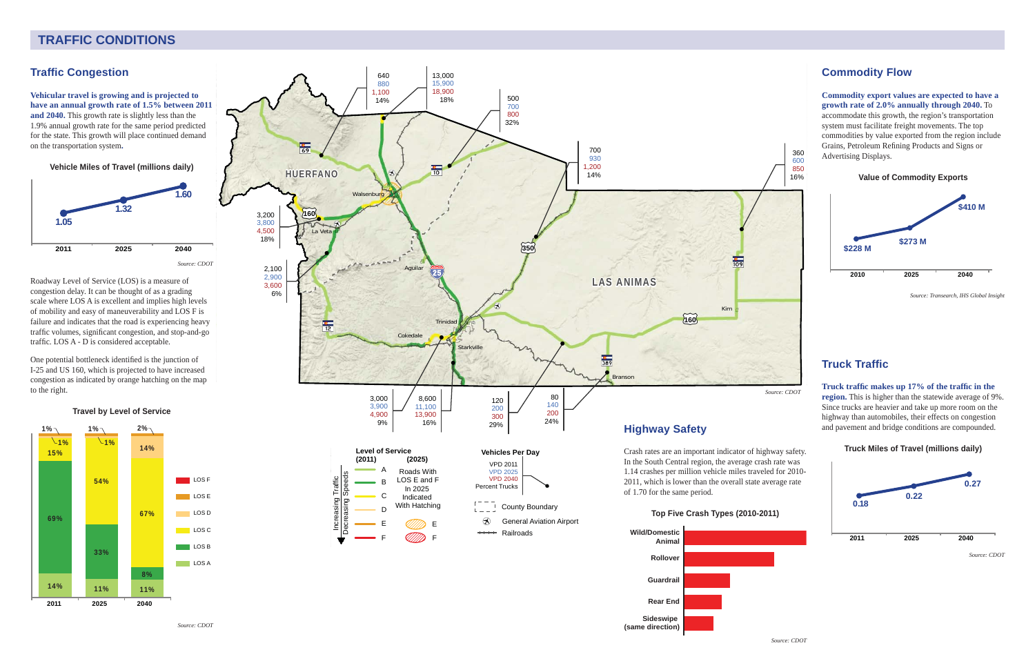## TRAFFIC CONDITIONS

### Traffic Congestion

**Vehicular travel is growing and is projected to have an annual growth rate of 1.5% between 2011 and 2040.** This growth rate is slightly less than the 1.9% annual growth rate for the same period predicted for the state. This growth will place continued demand on the transportation system.

**Vehicle Miles of Travel (millions daily)**

1.05
1.32
1.60
2011
2025
2040

*Source: CDOT*

Roadway Level of Service (LOS) is a measure of congestion delay. It can be thought of as a grading scale where LOS A is excellent and implies high levels of mobility and easy of maneuverability and LOS F is failure and indicates that the road is experiencing heavy traffic volumes, significant congestion, and stop-and-go traffic. LOS A - D is considered acceptable.

One potential bottleneck identified is the junction of I-25 and US 160, which is projected to have increased congestion as indicated by orange hatching on the map to the right.

**Travel by Level of Service**

2011: 1%, 1%, 15%, 69%, 14%
2025: 1%, 1%, 54%, 33%, 11%
2040: 2%, 14%, 67%, 8%, 11%

LOS F
LOS E
LOS D
LOS C
LOS B
LOS A

*Source: CDOT*

HUERFANO
LAS ANIMAS

Walsenburg
La Veta
Aguilar
Trinidad
Cokedale
Starkville
Kim
Branson

640 / 880 / 1,100 / 14%
13,000 / 15,900 / 18,900 / 18%
500 / 700 / 800 / 32%
700 / 930 / 1,200 / 14%
360 / 600 / 850 / 16%
3,200 / 3,800 / 4,500 / 18%
2,100 / 2,900 / 3,600 / 6%
3,000 / 3,900 / 4,900 / 9%
8,600 / 11,100 / 13,900 / 16%
120 / 200 / 300 / 29%
80 / 140 / 200 / 24%

*Source: CDOT*

**Level of Service (2011)**: A, B, C, D, E, F
**(2025)**: Roads With LOS E and F In 2025 Indicated With Hatching: E, F
Increasing Traffic / Decreasing Speeds

**Vehicles Per Day**
VPD 2011
VPD 2025
VPD 2040
Percent Trucks

County Boundary
General Aviation Airport
Railroads

### Highway Safety

Crash rates are an important indicator of highway safety. In the South Central region, the average crash rate was 1.14 crashes per million vehicle miles traveled for 2010-2011, which is lower than the overall state average rate of 1.70 for the same period.

**Top Five Crash Types (2010-2011)**

Wild/Domestic Animal
Rollover
Guardrail
Rear End
Sideswipe (same direction)

*Source: CDOT*

### Commodity Flow

**Commodity export values are expected to have a growth rate of 2.0% annually through 2040.** To accommodate this growth, the region's transportation system must facilitate freight movements. The top commodities by value exported from the region include Grains, Petroleum Refining Products and Signs or Advertising Displays.

**Value of Commodity Exports**

$228 M
$273 M
$410 M
2010
2025
2040

*Source: Transearch, IHS Global Insight*

### Truck Traffic

**Truck traffic makes up 17% of the traffic in the region.** This is higher than the statewide average of 9%. Since trucks are heavier and take up more room on the highway than automobiles, their effects on congestion and pavement and bridge conditions are compounded.

**Truck Miles of Travel (millions daily)**

0.18
0.22
0.27
2011
2025
2040

*Source: CDOT*